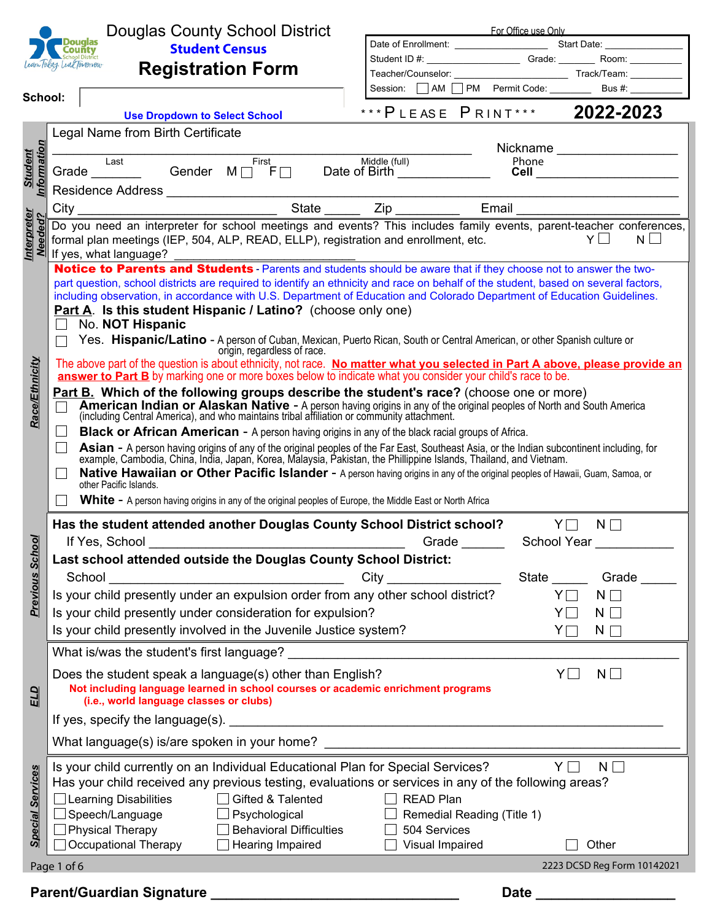# Douglas County School District

**Student Census**

## Registration Form

**School:** ____________________

Use Dropdown to Select School

| For Office use Only | | | |
|---|---|---|---|
| Date of Enrollment: ______ | Start Date: ______ | | |
| Student ID #: ______ | Grade: ______ | Room: ______ | |
| Teacher/Counselor: ______ | Track/Team: ______ | | |
| Session: ☐ AM ☐ PM | Permit Code: ______ | Bus #: ______ | |

\*\*\*PLEASE PRINT\*\*\* **2022-2023**

### Student Information

Legal Name from Birth Certificate

______________ (Last) ______________ (First) ______________ (Middle (full)) Nickname ______________

Grade _______ Gender M ☐ F ☐ Date of Birth ____________ Phone **Cell** ____________________

Residence Address ________________________________________

City ____________ State _____ Zip _________ Email ____________________

### Interpreter Needed?

Do you need an interpreter for school meetings and events? This includes family events, parent-teacher conferences, formal plan meetings (IEP, 504, ALP, READ, ELLP), registration and enrollment, etc. Y ☐ N ☐

If yes, what language? ____________________

### Race/Ethnicity

**Notice to Parents and Students** - Parents and students should be aware that if they choose not to answer the two-part question, school districts are required to identify an ethnicity and race on behalf of the student, based on several factors, including observation, in accordance with U.S. Department of Education and Colorado Department of Education Guidelines.

**Part A. Is this student Hispanic / Latino?** (choose only one)

- ☐ No. **NOT Hispanic**
- ☐ Yes. **Hispanic/Latino** - A person of Cuban, Mexican, Puerto Rican, South or Central American, or other Spanish culture or origin, regardless of race.

The above part of the question is about ethnicity, not race. **No matter what you selected in Part A above, please provide an answer to Part B** by marking one or more boxes below to indicate what you consider your child's race to be.

**Part B. Which of the following groups describe the student's race?** (choose one or more)

- ☐ **American Indian or Alaskan Native** - A person having origins in any of the original peoples of North and South America (including Central America), and who maintains tribal affiliation or community attachment.
- ☐ **Black or African American** - A person having origins in any of the black racial groups of Africa.
- ☐ **Asian** - A person having origins of any of the original peoples of the Far East, Southeast Asia, or the Indian subcontinent including, for example, Cambodia, China, India, Japan, Korea, Malaysia, Pakistan, the Phillippine Islands, Thailand, and Vietnam.
- ☐ **Native Hawaiian or Other Pacific Islander** - A person having origins in any of the original peoples of Hawaii, Guam, Samoa, or other Pacific Islands.
- ☐ **White** - A person having origins in any of the original peoples of Europe, the Middle East or North Africa

### Previous School

**Has the student attended another Douglas County School District school?** Y ☐ N ☐

If Yes, School ____________________ Grade ______ School Year __________

**Last school attended outside the Douglas County School District:**

School ____________________ City ______________ State _____ Grade _____

Is your child presently under an expulsion order from any other school district? Y ☐ N ☐

Is your child presently under consideration for expulsion? Y ☐ N ☐

Is your child presently involved in the Juvenile Justice system? Y ☐ N ☐

### ELD

What is/was the student's first language? ____________________

Does the student speak a language(s) other than English? Y ☐ N ☐

**Not including language learned in school courses or academic enrichment programs (i.e., world language classes or clubs)**

If yes, specify the language(s). ____________________

What language(s) is/are spoken in your home? ____________________

### Special Services

Is your child currently on an Individual Educational Plan for Special Services? Y ☐ N ☐

Has your child received any previous testing, evaluations or services in any of the following areas?

| | | |
|---|---|---|
| ☐ Learning Disabilities | ☐ Gifted & Talented | ☐ READ Plan |
| ☐ Speech/Language | ☐ Psychological | ☐ Remedial Reading (Title 1) |
| ☐ Physical Therapy | ☐ Behavioral Difficulties | ☐ 504 Services |
| ☐ Occupational Therapy | ☐ Hearing Impaired | ☐ Visual Impaired ☐ Other |

2223 DCSD Reg Form 10142021

**Parent/Guardian Signature** ______________________________ **Date** ______________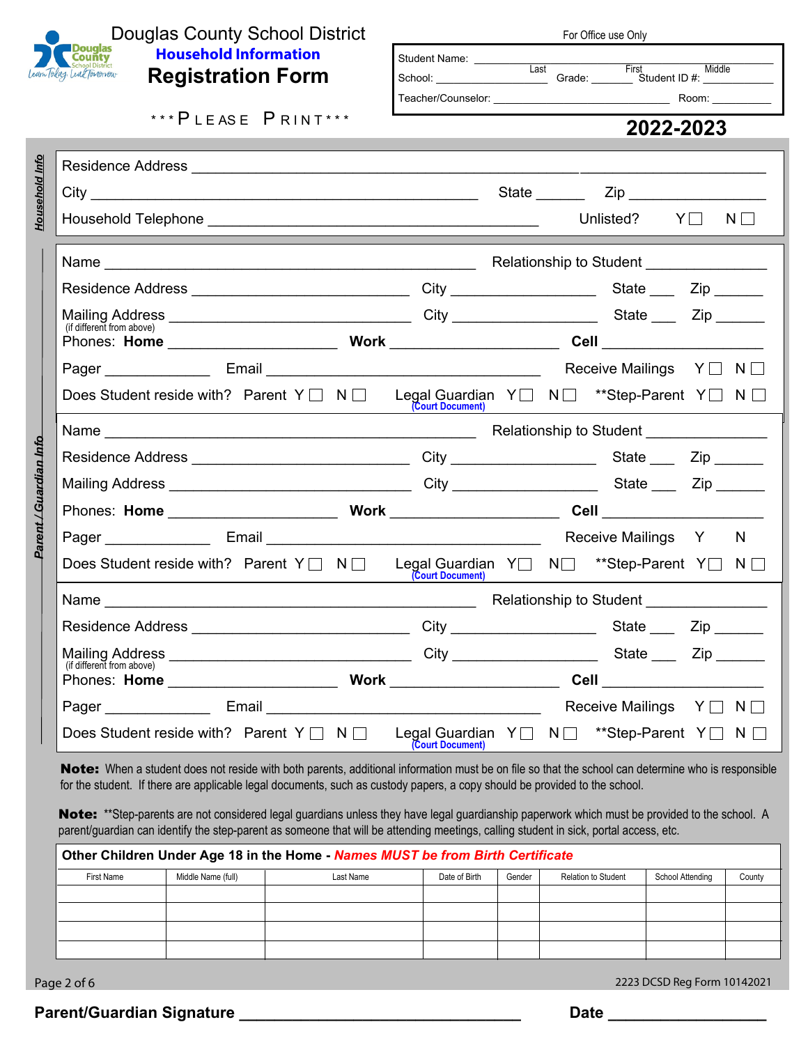# Douglas County School District

## Household Information

## Registration Form

\*\*\*PLEASE PRINT\*\*\*

For Office use Only

Student Name: ______________________________ (Last) (First) (Middle)

School: ____________________ Grade: ________ Student ID #: ____________

Teacher/Counselor: ______________________________ Room: __________

**2022-2023**

### Household Info

Residence Address ________________________________________________________________

City ______________________________________________ State ______ Zip ________________

Household Telephone ______________________________________ Unlisted? Y ☐ N ☐

### Parent / Guardian Info

Name ______________________________________________ Relationship to Student ______________

Residence Address ____________________________ City __________________ State ___ Zip ______

Mailing Address ____________________________ City __________________ State ___ Zip ______
(if different from above)

Phones: **Home** ____________________ **Work** ____________________ **Cell** ____________________

Pager _____________ Email ____________________________________ Receive Mailings Y ☐ N ☐

Does Student reside with? Parent Y ☐ N ☐ Legal Guardian (Court Document) Y ☐ N ☐ \*\*Step-Parent Y ☐ N ☐

Name ______________________________________________ Relationship to Student ______________

Residence Address ____________________________ City __________________ State ___ Zip ______

Mailing Address ____________________________ City __________________ State ___ Zip ______

Phones: **Home** ____________________ **Work** ____________________ **Cell** ____________________

Pager _____________ Email ____________________________________ Receive Mailings Y N

Does Student reside with? Parent Y ☐ N ☐ Legal Guardian (Court Document) Y ☐ N ☐ \*\*Step-Parent Y ☐ N ☐

Name ______________________________________________ Relationship to Student ______________

Residence Address ____________________________ City __________________ State ___ Zip ______

Mailing Address ____________________________ City __________________ State ___ Zip ______
(if different from above)

Phones: **Home** ____________________ **Work** ____________________ **Cell** ____________________

Pager _____________ Email ____________________________________ Receive Mailings Y ☐ N ☐

Does Student reside with? Parent Y ☐ N ☐ Legal Guardian (Court Document) Y ☐ N ☐ \*\*Step-Parent Y ☐ N ☐

**Note:** When a student does not reside with both parents, additional information must be on file so that the school can determine who is responsible for the student. If there are applicable legal documents, such as custody papers, a copy should be provided to the school.

**Note:** \*\*Step-parents are not considered legal guardians unless they have legal guardianship paperwork which must be provided to the school. A parent/guardian can identify the step-parent as someone that will be attending meetings, calling student in sick, portal access, etc.

**Other Children Under Age 18 in the Home** - ***Names MUST be from Birth Certificate***

| First Name | Middle Name (full) | Last Name | Date of Birth | Gender | Relation to Student | School Attending | County |
|---|---|---|---|---|---|---|---|
| | | | | | | | |
| | | | | | | | |
| | | | | | | | |
| | | | | | | | |

2223 DCSD Reg Form 10142021

**Parent/Guardian Signature** ________________________________ **Date** ________________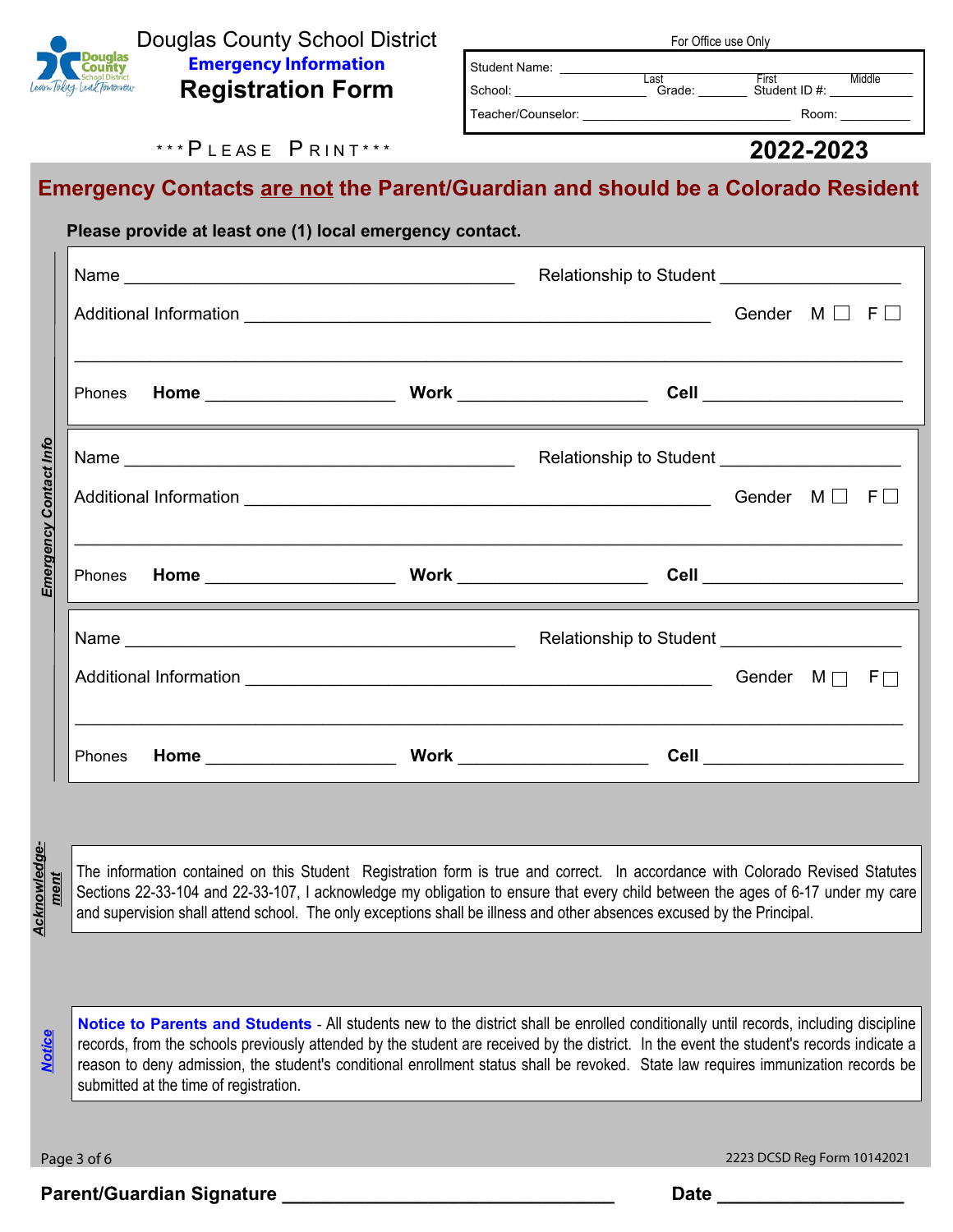# Douglas County School District

## Emergency Information

## Registration Form

For Office use Only

Student Name: ______________________ Last ______ First ______ Middle

School: __________________ Grade: _______ Student ID #: ____________

Teacher/Counselor: ______________________________ Room: __________

\*\*\*PLEASE PRINT\*\*\*

**2022-2023**

## Emergency Contacts are not the Parent/Guardian and should be a Colorado Resident

**Please provide at least one (1) local emergency contact.**

*Emergency Contact Info*

Name ____________________________________________ Relationship to Student ___________________

Additional Information ____________________________________________________ Gender M ☐ F ☐

_____________________________________________________________________________________

Phones **Home** ___________________ **Work** ___________________ **Cell** ____________________

Name ____________________________________________ Relationship to Student ___________________

Additional Information ____________________________________________________ Gender M ☐ F ☐

_____________________________________________________________________________________

Phones **Home** ___________________ **Work** ___________________ **Cell** ____________________

Name ____________________________________________ Relationship to Student ___________________

Additional Information ____________________________________________________ Gender M ☐ F ☐

_____________________________________________________________________________________

Phones **Home** ___________________ **Work** ___________________ **Cell** ____________________

***Acknowledgement***

The information contained on this Student Registration form is true and correct. In accordance with Colorado Revised Statutes Sections 22-33-104 and 22-33-107, I acknowledge my obligation to ensure that every child between the ages of 6-17 under my care and supervision shall attend school. The only exceptions shall be illness and other absences excused by the Principal.

***Notice***

**Notice to Parents and Students** - All students new to the district shall be enrolled conditionally until records, including discipline records, from the schools previously attended by the student are received by the district. In the event the student's records indicate a reason to deny admission, the student's conditional enrollment status shall be revoked. State law requires immunization records be submitted at the time of registration.

2223 DCSD Reg Form 10142021

**Parent/Guardian Signature** ________________________________ **Date** _________________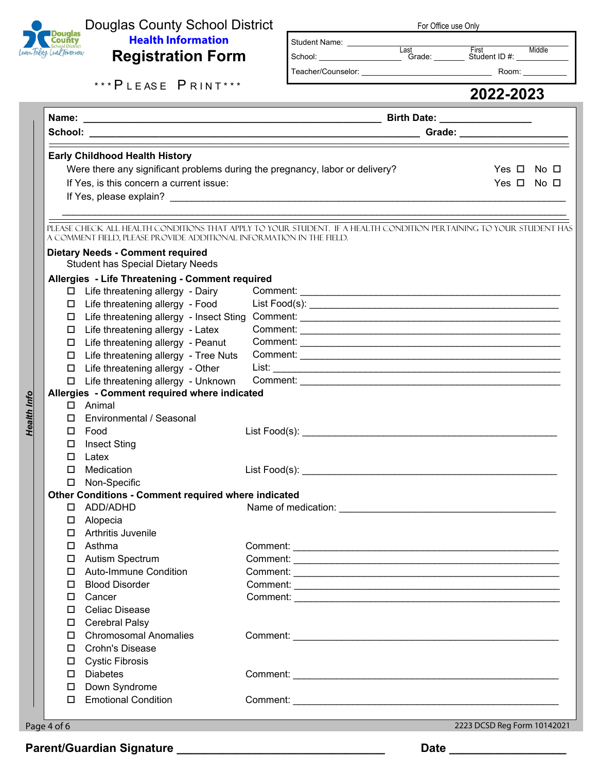# Douglas County School District

## Health Information

## Registration Form

\*\*\*PLEASE PRINT\*\*\*

For Office use Only

Student Name: ______________________ (Last) (First) (Middle)

School: ______________ Grade: _______ Student ID #: ____________

Teacher/Counselor: ______________________________ Room: __________

**2022-2023**

*Health Info*

**Name:** ____________________________________________ **Birth Date:** ______________

**School:** ____________________________________________ **Grade:** __________________

**Early Childhood Health History**

Were there any significant problems during the pregnancy, labor or delivery? Yes ☐ No ☐

If Yes, is this concern a current issue: Yes ☐ No ☐

If Yes, please explain? ______________________________________________________________

_____________________________________________________________________________________

PLEASE CHECK ALL HEALTH CONDITIONS THAT APPLY TO YOUR STUDENT. IF A HEALTH CONDITION PERTAINING TO YOUR STUDENT HAS A COMMENT FIELD, PLEASE PROVIDE ADDITIONAL INFORMATION IN THE FIELD.

**Dietary Needs - Comment required**

Student has Special Dietary Needs

**Allergies - Life Threatening - Comment required**

- ☐ Life threatening allergy - Dairy — Comment: ______________________________
- ☐ Life threatening allergy - Food — List Food(s): ______________________________
- ☐ Life threatening allergy - Insect Sting — Comment: ______________________________
- ☐ Life threatening allergy - Latex — Comment: ______________________________
- ☐ Life threatening allergy - Peanut — Comment: ______________________________
- ☐ Life threatening allergy - Tree Nuts — Comment: ______________________________
- ☐ Life threatening allergy - Other — List: ______________________________
- ☐ Life threatening allergy - Unknown — Comment: ______________________________

**Allergies - Comment required where indicated**

- ☐ Animal
- ☐ Environmental / Seasonal
- ☐ Food — List Food(s): ______________________________
- ☐ Insect Sting
- ☐ Latex
- ☐ Medication — List Food(s): ______________________________
- ☐ Non-Specific

**Other Conditions - Comment required where indicated**

- ☐ ADD/ADHD — Name of medication: ______________________________
- ☐ Alopecia
- ☐ Arthritis Juvenile
- ☐ Asthma — Comment: ______________________________
- ☐ Autism Spectrum — Comment: ______________________________
- ☐ Auto-Immune Condition — Comment: ______________________________
- ☐ Blood Disorder — Comment: ______________________________
- ☐ Cancer — Comment: ______________________________
- ☐ Celiac Disease
- ☐ Cerebral Palsy
- ☐ Chromosomal Anomalies — Comment: ______________________________
- ☐ Crohn's Disease
- ☐ Cystic Fibrosis
- ☐ Diabetes — Comment: ______________________________
- ☐ Down Syndrome
- ☐ Emotional Condition — Comment: ______________________________

2223 DCSD Reg Form 10142021

**Parent/Guardian Signature** ______________________________ **Date** ________________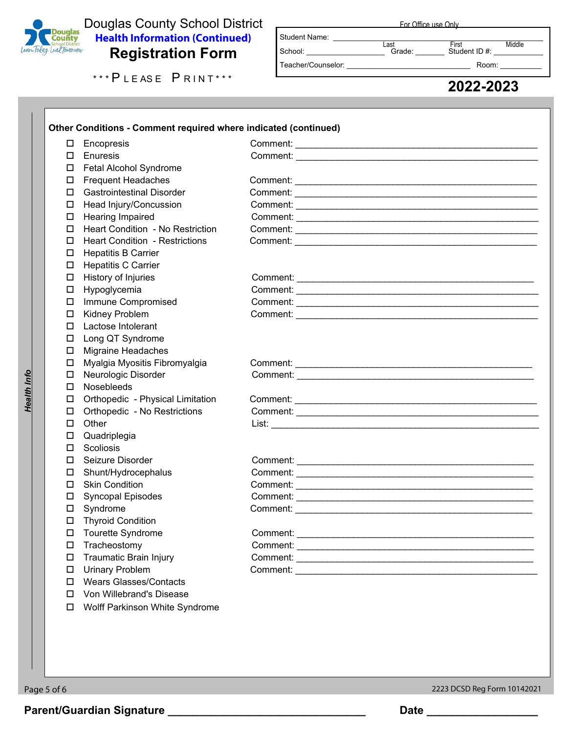# Douglas County School District

## Health Information (Continued)

## Registration Form

\*\*\*PLEASE PRINT\*\*\*

For Office use Only

Student Name: ______________________ (Last) ______________________ (First) ______________________ (Middle)

School: ______________ Grade: ________ Student ID #: ______________

Teacher/Counselor: ______________________ Room: __________

**2022-2023**

*Health Info*

**Other Conditions - Comment required where indicated (continued)**

- ☐ Encopresis — Comment: ______________________
- ☐ Enuresis — Comment: ______________________
- ☐ Fetal Alcohol Syndrome
- ☐ Frequent Headaches — Comment: ______________________
- ☐ Gastrointestinal Disorder — Comment: ______________________
- ☐ Head Injury/Concussion — Comment: ______________________
- ☐ Hearing Impaired — Comment: ______________________
- ☐ Heart Condition - No Restriction — Comment: ______________________
- ☐ Heart Condition - Restrictions — Comment: ______________________
- ☐ Hepatitis B Carrier
- ☐ Hepatitis C Carrier
- ☐ History of Injuries — Comment: ______________________
- ☐ Hypoglycemia — Comment: ______________________
- ☐ Immune Compromised — Comment: ______________________
- ☐ Kidney Problem — Comment: ______________________
- ☐ Lactose Intolerant
- ☐ Long QT Syndrome
- ☐ Migraine Headaches
- ☐ Myalgia Myositis Fibromyalgia — Comment: ______________________
- ☐ Neurologic Disorder — Comment: ______________________
- ☐ Nosebleeds
- ☐ Orthopedic - Physical Limitation — Comment: ______________________
- ☐ Orthopedic - No Restrictions — Comment: ______________________
- ☐ Other — List: ______________________
- ☐ Quadriplegia
- ☐ Scoliosis
- ☐ Seizure Disorder — Comment: ______________________
- ☐ Shunt/Hydrocephalus — Comment: ______________________
- ☐ Skin Condition — Comment: ______________________
- ☐ Syncopal Episodes — Comment: ______________________
- ☐ Syndrome — Comment: ______________________
- ☐ Thyroid Condition
- ☐ Tourette Syndrome — Comment: ______________________
- ☐ Tracheostomy — Comment: ______________________
- ☐ Traumatic Brain Injury — Comment: ______________________
- ☐ Urinary Problem — Comment: ______________________
- ☐ Wears Glasses/Contacts
- ☐ Von Willebrand's Disease
- ☐ Wolff Parkinson White Syndrome

2223 DCSD Reg Form 10142021

**Parent/Guardian Signature** ______________________ **Date** ______________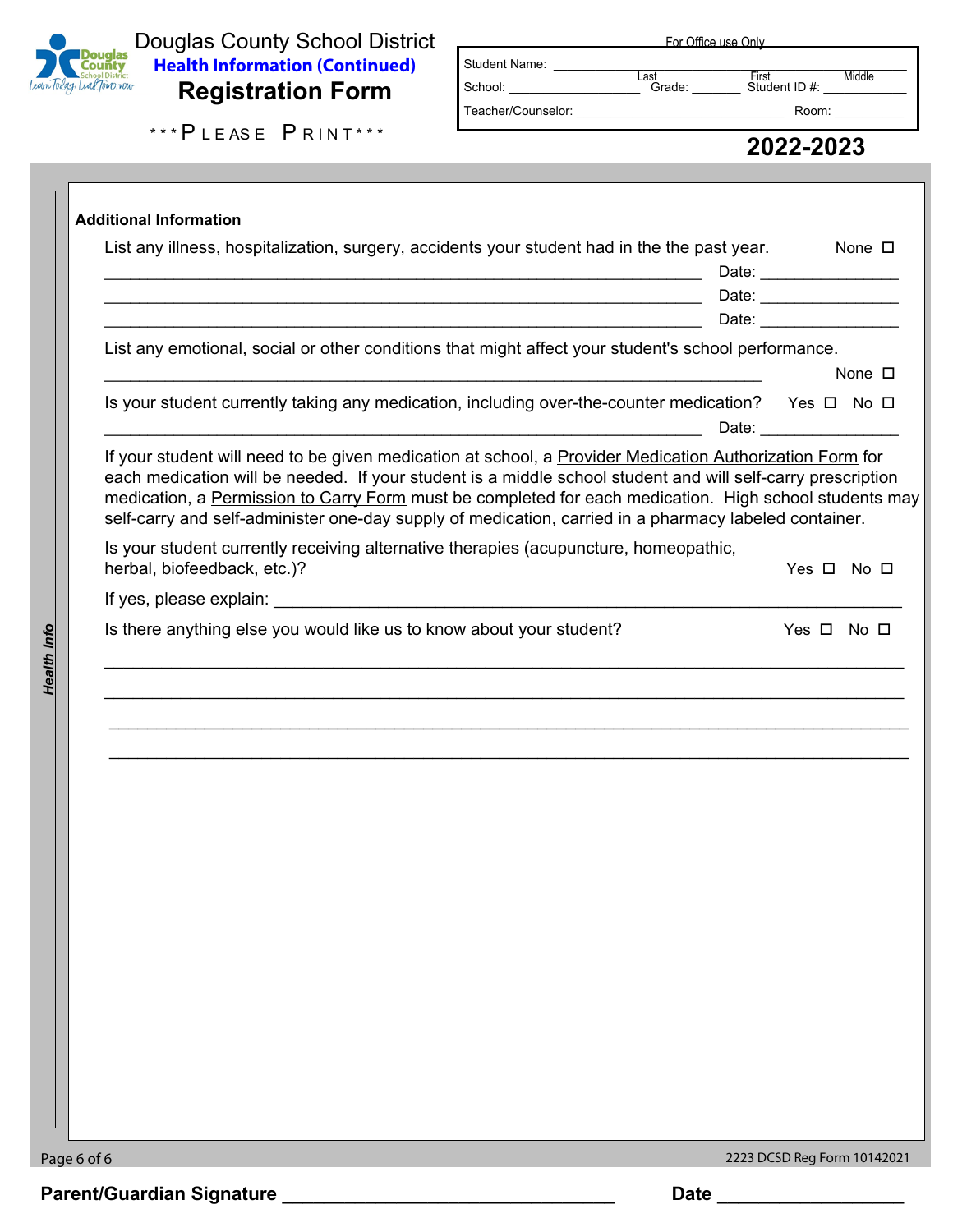# Douglas County School District

## Health Information (Continued)

## Registration Form

\*\*\*PLEASE PRINT\*\*\*

For Office use Only

Student Name: ______________________ (Last) ______________________ (First) ______________________ (Middle)
School: ____________________ Grade: ________ Student ID #: ____________
Teacher/Counselor: ______________________________ Room: __________

**2022-2023**

*Health Info*

**Additional Information**

List any illness, hospitalization, surgery, accidents your student had in the the past year. None ☐

__________________________________________________________________ Date: _______________
__________________________________________________________________ Date: _______________
__________________________________________________________________ Date: _______________

List any emotional, social or other conditions that might affect your student's school performance.

__________________________________________________________________ None ☐

Is your student currently taking any medication, including over-the-counter medication? Yes ☐ No ☐

__________________________________________________________________ Date: _______________

If your student will need to be given medication at school, a Provider Medication Authorization Form for each medication will be needed. If your student is a middle school student and will self-carry prescription medication, a Permission to Carry Form must be completed for each medication. High school students may self-carry and self-administer one-day supply of medication, carried in a pharmacy labeled container.

Is your student currently receiving alternative therapies (acupuncture, homeopathic, herbal, biofeedback, etc.)? Yes ☐ No ☐

If yes, please explain: __________________________________________________________________

Is there anything else you would like us to know about your student? Yes ☐ No ☐

__________________________________________________________________________________
__________________________________________________________________________________
__________________________________________________________________________________
__________________________________________________________________________________

2223 DCSD Reg Form 10142021

**Parent/Guardian Signature** ________________________________ **Date** __________________